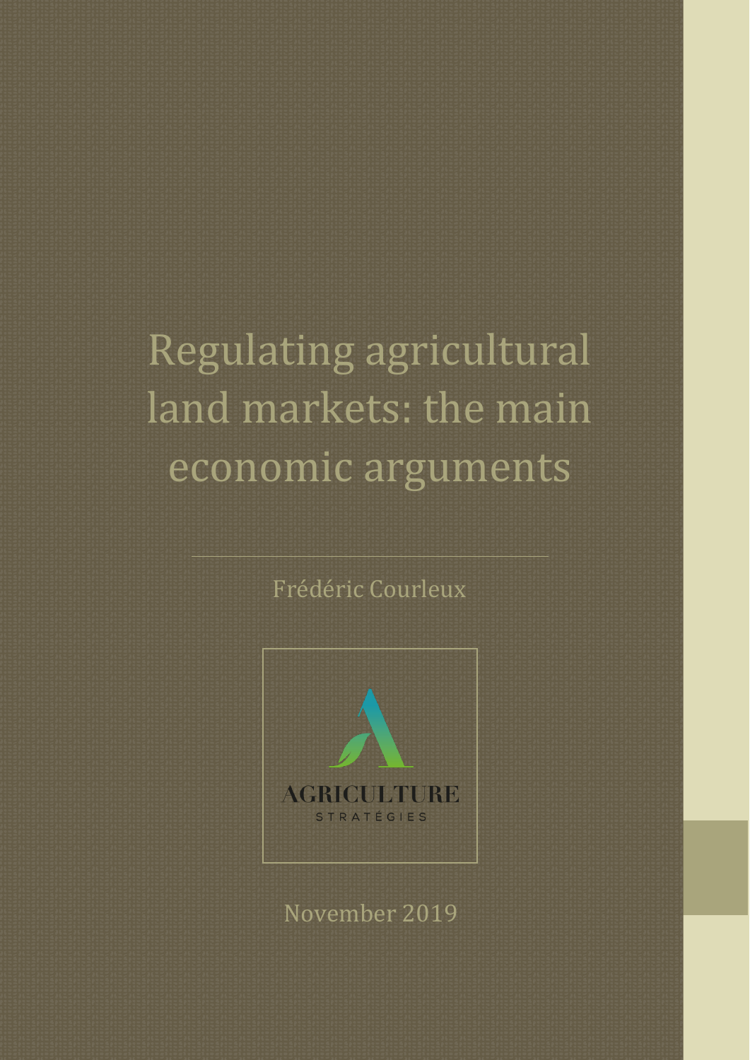# Regulating agricultural land markets: the main economic arguments

Frédéric Courleux

AGRICULTURE
STRATÉGIES

November 2019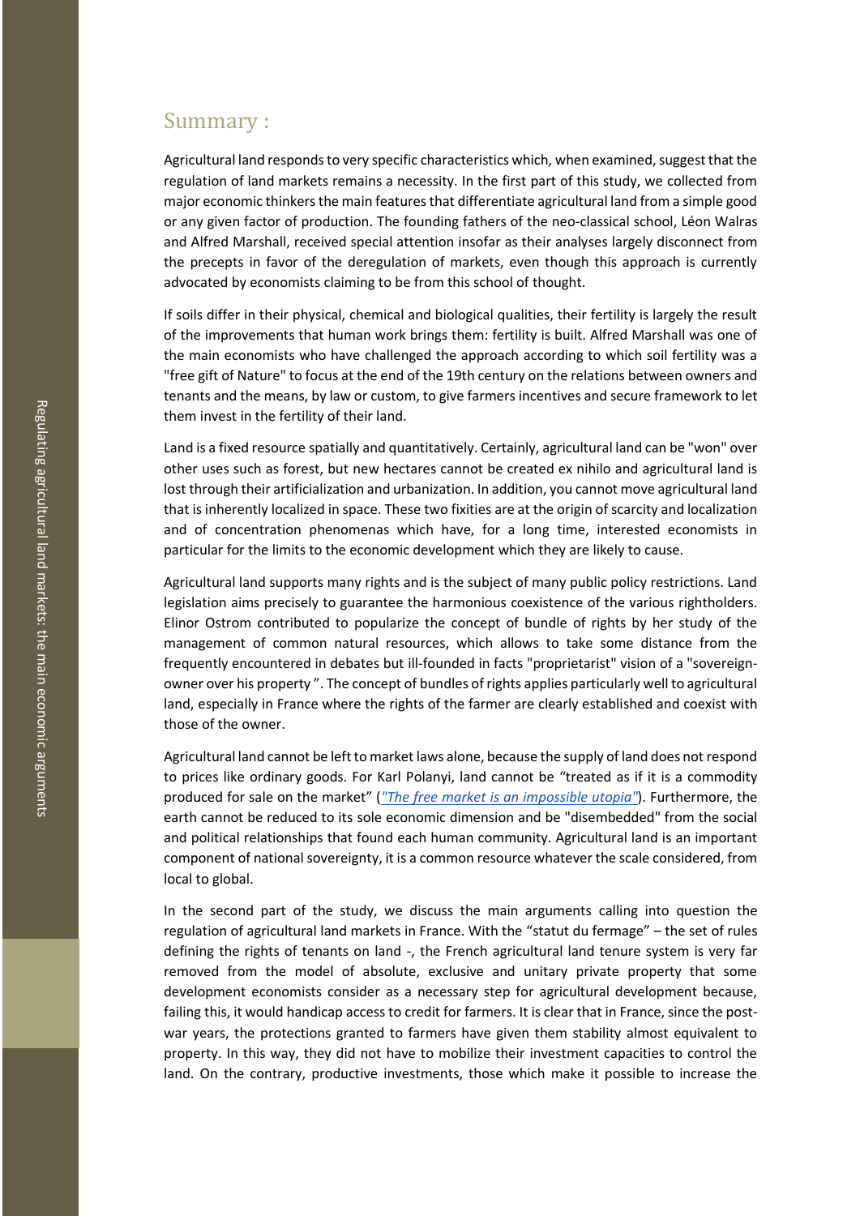## Summary :

Agricultural land responds to very specific characteristics which, when examined, suggest that the regulation of land markets remains a necessity. In the first part of this study, we collected from major economic thinkers the main features that differentiate agricultural land from a simple good or any given factor of production. The founding fathers of the neo-classical school, Léon Walras and Alfred Marshall, received special attention insofar as their analyses largely disconnect from the precepts in favor of the deregulation of markets, even though this approach is currently advocated by economists claiming to be from this school of thought.

If soils differ in their physical, chemical and biological qualities, their fertility is largely the result of the improvements that human work brings them: fertility is built. Alfred Marshall was one of the main economists who have challenged the approach according to which soil fertility was a "free gift of Nature" to focus at the end of the 19th century on the relations between owners and tenants and the means, by law or custom, to give farmers incentives and secure framework to let them invest in the fertility of their land.

Land is a fixed resource spatially and quantitatively. Certainly, agricultural land can be "won" over other uses such as forest, but new hectares cannot be created ex nihilo and agricultural land is lost through their artificialization and urbanization. In addition, you cannot move agricultural land that is inherently localized in space. These two fixities are at the origin of scarcity and localization and of concentration phenomenas which have, for a long time, interested economists in particular for the limits to the economic development which they are likely to cause.

Agricultural land supports many rights and is the subject of many public policy restrictions. Land legislation aims precisely to guarantee the harmonious coexistence of the various rightholders. Elinor Ostrom contributed to popularize the concept of bundle of rights by her study of the management of common natural resources, which allows to take some distance from the frequently encountered in debates but ill-founded in facts "proprietarist" vision of a "sovereign-owner over his property ". The concept of bundles of rights applies particularly well to agricultural land, especially in France where the rights of the farmer are clearly established and coexist with those of the owner.

Agricultural land cannot be left to market laws alone, because the supply of land does not respond to prices like ordinary goods. For Karl Polanyi, land cannot be "treated as if it is a commodity produced for sale on the market" (*"The free market is an impossible utopia"*). Furthermore, the earth cannot be reduced to its sole economic dimension and be "disembedded" from the social and political relationships that found each human community. Agricultural land is an important component of national sovereignty, it is a common resource whatever the scale considered, from local to global.

In the second part of the study, we discuss the main arguments calling into question the regulation of agricultural land markets in France. With the "statut du fermage" – the set of rules defining the rights of tenants on land -, the French agricultural land tenure system is very far removed from the model of absolute, exclusive and unitary private property that some development economists consider as a necessary step for agricultural development because, failing this, it would handicap access to credit for farmers. It is clear that in France, since the post-war years, the protections granted to farmers have given them stability almost equivalent to property. In this way, they did not have to mobilize their investment capacities to control the land. On the contrary, productive investments, those which make it possible to increase the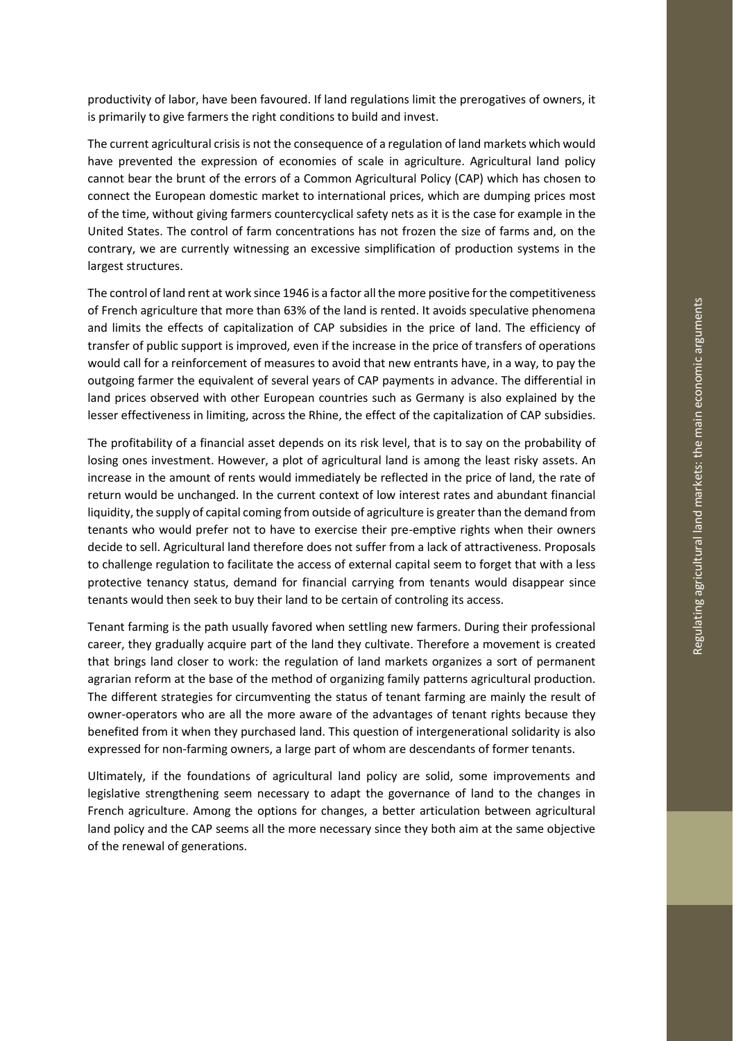productivity of labor, have been favoured. If land regulations limit the prerogatives of owners, it is primarily to give farmers the right conditions to build and invest.

The current agricultural crisis is not the consequence of a regulation of land markets which would have prevented the expression of economies of scale in agriculture. Agricultural land policy cannot bear the brunt of the errors of a Common Agricultural Policy (CAP) which has chosen to connect the European domestic market to international prices, which are dumping prices most of the time, without giving farmers countercyclical safety nets as it is the case for example in the United States. The control of farm concentrations has not frozen the size of farms and, on the contrary, we are currently witnessing an excessive simplification of production systems in the largest structures.

The control of land rent at work since 1946 is a factor all the more positive for the competitiveness of French agriculture that more than 63% of the land is rented. It avoids speculative phenomena and limits the effects of capitalization of CAP subsidies in the price of land. The efficiency of transfer of public support is improved, even if the increase in the price of transfers of operations would call for a reinforcement of measures to avoid that new entrants have, in a way, to pay the outgoing farmer the equivalent of several years of CAP payments in advance. The differential in land prices observed with other European countries such as Germany is also explained by the lesser effectiveness in limiting, across the Rhine, the effect of the capitalization of CAP subsidies.

The profitability of a financial asset depends on its risk level, that is to say on the probability of losing ones investment. However, a plot of agricultural land is among the least risky assets. An increase in the amount of rents would immediately be reflected in the price of land, the rate of return would be unchanged. In the current context of low interest rates and abundant financial liquidity, the supply of capital coming from outside of agriculture is greater than the demand from tenants who would prefer not to have to exercise their pre-emptive rights when their owners decide to sell. Agricultural land therefore does not suffer from a lack of attractiveness. Proposals to challenge regulation to facilitate the access of external capital seem to forget that with a less protective tenancy status, demand for financial carrying from tenants would disappear since tenants would then seek to buy their land to be certain of controling its access.

Tenant farming is the path usually favored when settling new farmers. During their professional career, they gradually acquire part of the land they cultivate. Therefore a movement is created that brings land closer to work: the regulation of land markets organizes a sort of permanent agrarian reform at the base of the method of organizing family patterns agricultural production. The different strategies for circumventing the status of tenant farming are mainly the result of owner-operators who are all the more aware of the advantages of tenant rights because they benefited from it when they purchased land. This question of intergenerational solidarity is also expressed for non-farming owners, a large part of whom are descendants of former tenants.

Ultimately, if the foundations of agricultural land policy are solid, some improvements and legislative strengthening seem necessary to adapt the governance of land to the changes in French agriculture. Among the options for changes, a better articulation between agricultural land policy and the CAP seems all the more necessary since they both aim at the same objective of the renewal of generations.